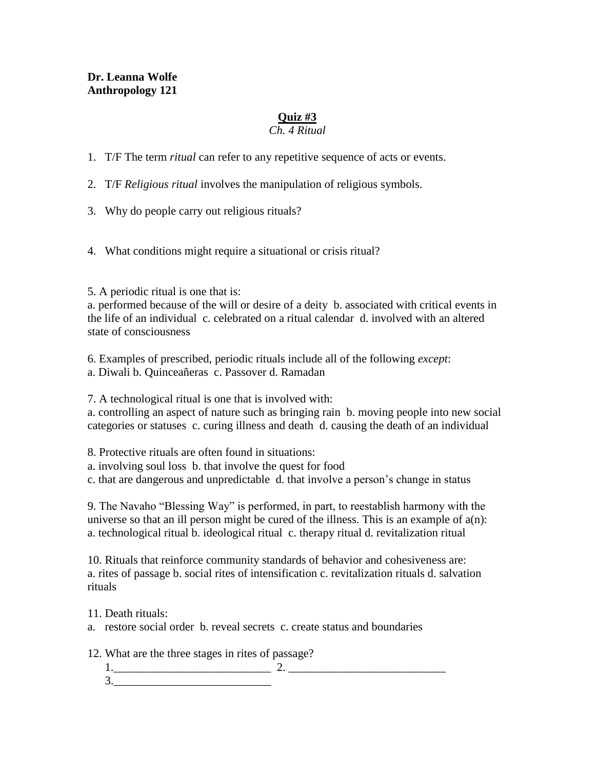**Dr. Leanna Wolfe**
**Anthropology 121**

## Quiz #3

*Ch. 4 Ritual*

1. T/F The term *ritual* can refer to any repetitive sequence of acts or events.

2. T/F *Religious ritual* involves the manipulation of religious symbols.

3. Why do people carry out religious rituals?

4. What conditions might require a situational or crisis ritual?

5. A periodic ritual is one that is:
a. performed because of the will or desire of a deity b. associated with critical events in the life of an individual c. celebrated on a ritual calendar d. involved with an altered state of consciousness

6. Examples of prescribed, periodic rituals include all of the following *except*:
a. Diwali b. Quinceañeras c. Passover d. Ramadan

7. A technological ritual is one that is involved with:
a. controlling an aspect of nature such as bringing rain b. moving people into new social categories or statuses c. curing illness and death d. causing the death of an individual

8. Protective rituals are often found in situations:
a. involving soul loss b. that involve the quest for food
c. that are dangerous and unpredictable d. that involve a person's change in status

9. The Navaho "Blessing Way" is performed, in part, to reestablish harmony with the universe so that an ill person might be cured of the illness. This is an example of a(n):
a. technological ritual b. ideological ritual c. therapy ritual d. revitalization ritual

10. Rituals that reinforce community standards of behavior and cohesiveness are:
a. rites of passage b. social rites of intensification c. revitalization rituals d. salvation rituals

11. Death rituals:
a. restore social order b. reveal secrets c. create status and boundaries

12. What are the three stages in rites of passage?
1.___________________________ 2. ___________________________
3.___________________________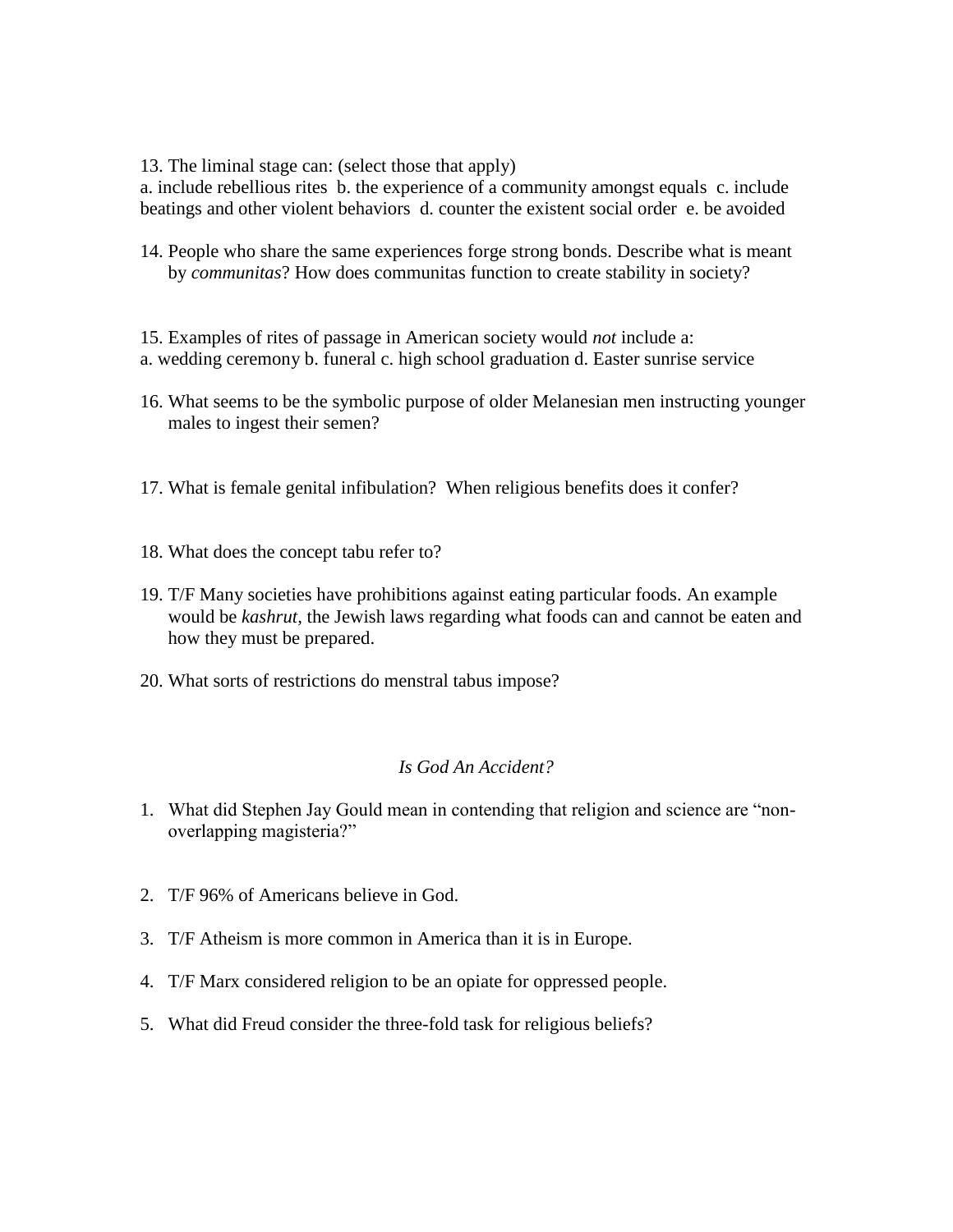13. The liminal stage can: (select those that apply)
a. include rebellious rites  b. the experience of a community amongst equals  c. include beatings and other violent behaviors  d. counter the existent social order  e. be avoided

14. People who share the same experiences forge strong bonds. Describe what is meant by *communitas*? How does communitas function to create stability in society?

15. Examples of rites of passage in American society would *not* include a:
a. wedding ceremony b. funeral c. high school graduation d. Easter sunrise service

16. What seems to be the symbolic purpose of older Melanesian men instructing younger males to ingest their semen?

17. What is female genital infibulation?  When religious benefits does it confer?

18. What does the concept tabu refer to?

19. T/F Many societies have prohibitions against eating particular foods. An example would be *kashrut*, the Jewish laws regarding what foods can and cannot be eaten and how they must be prepared.

20. What sorts of restrictions do menstral tabus impose?

## *Is God An Accident?*

1. What did Stephen Jay Gould mean in contending that religion and science are "non-overlapping magisteria?"

2. T/F 96% of Americans believe in God.

3. T/F Atheism is more common in America than it is in Europe.

4. T/F Marx considered religion to be an opiate for oppressed people.

5. What did Freud consider the three-fold task for religious beliefs?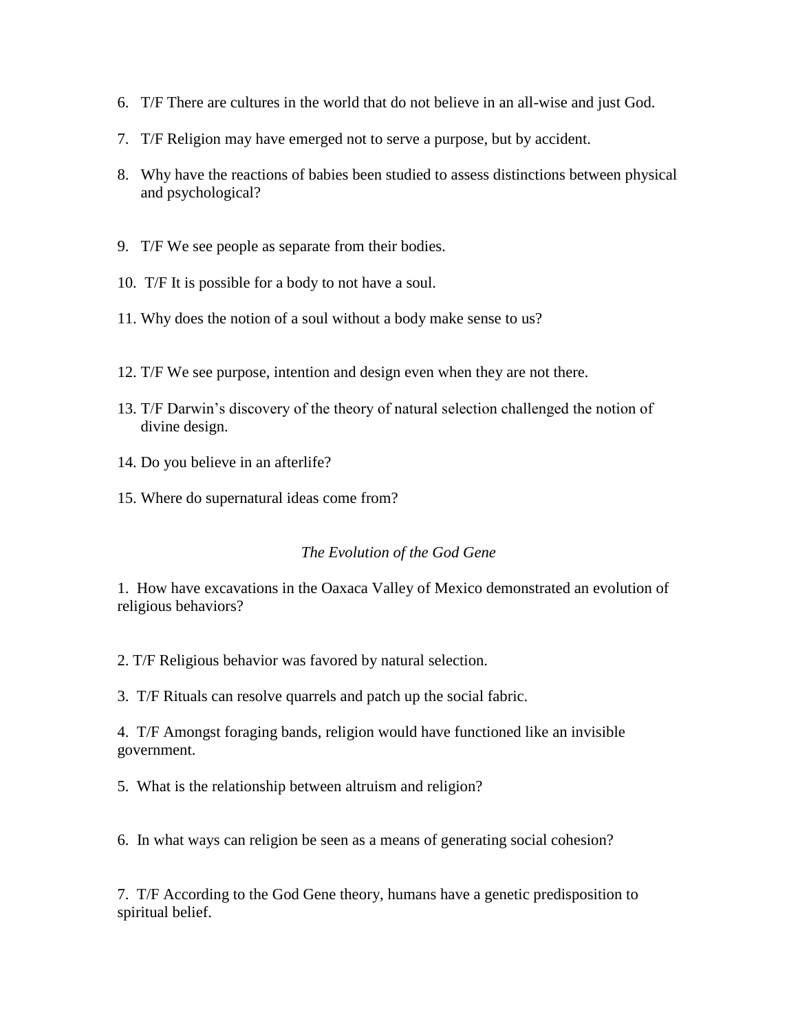6. T/F There are cultures in the world that do not believe in an all-wise and just God.

7. T/F Religion may have emerged not to serve a purpose, but by accident.

8. Why have the reactions of babies been studied to assess distinctions between physical and psychological?

9. T/F We see people as separate from their bodies.

10. T/F It is possible for a body to not have a soul.

11. Why does the notion of a soul without a body make sense to us?

12. T/F We see purpose, intention and design even when they are not there.

13. T/F Darwin's discovery of the theory of natural selection challenged the notion of divine design.

14. Do you believe in an afterlife?

15. Where do supernatural ideas come from?

*The Evolution of the God Gene*

1. How have excavations in the Oaxaca Valley of Mexico demonstrated an evolution of religious behaviors?

2. T/F Religious behavior was favored by natural selection.

3. T/F Rituals can resolve quarrels and patch up the social fabric.

4. T/F Amongst foraging bands, religion would have functioned like an invisible government.

5. What is the relationship between altruism and religion?

6. In what ways can religion be seen as a means of generating social cohesion?

7. T/F According to the God Gene theory, humans have a genetic predisposition to spiritual belief.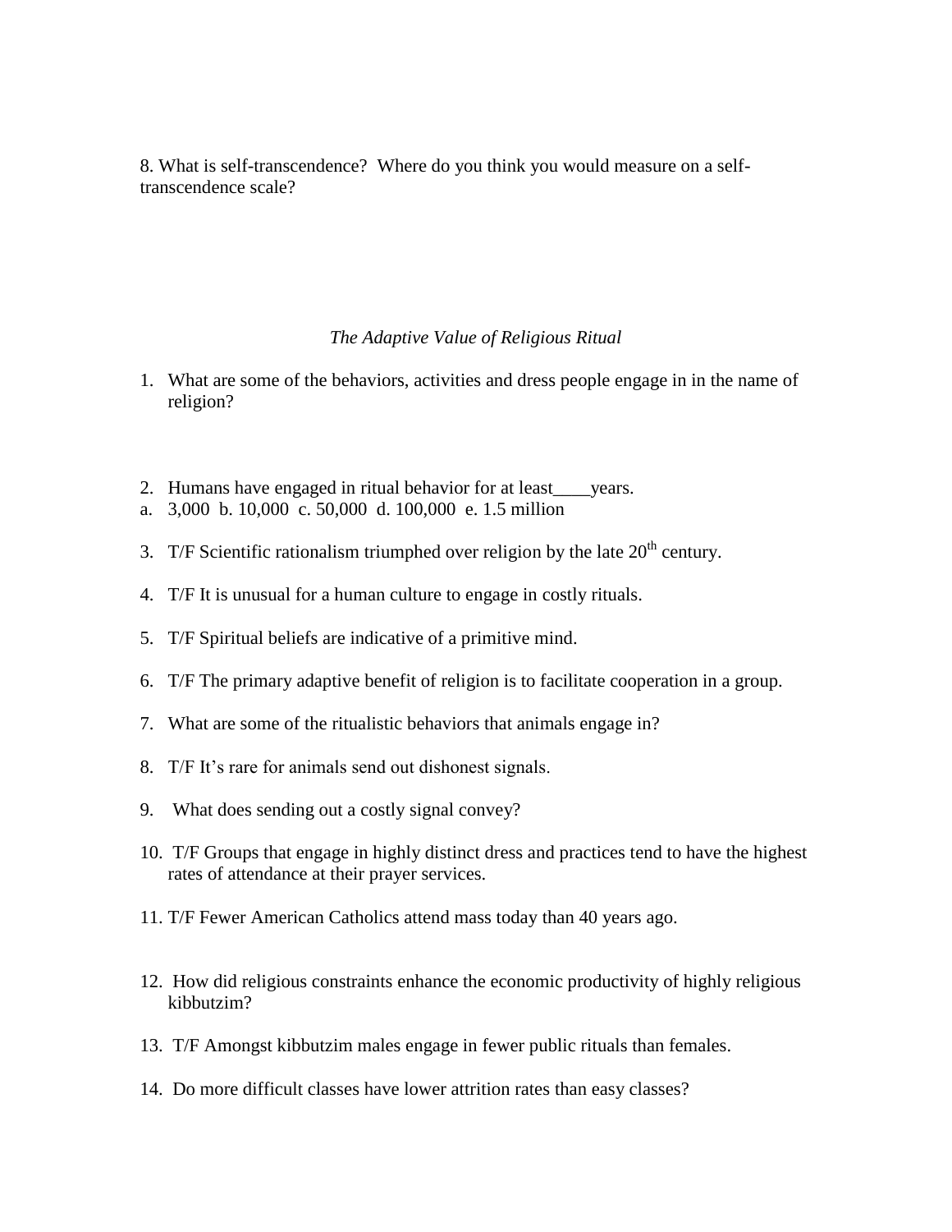8. What is self-transcendence? Where do you think you would measure on a self-transcendence scale?

*The Adaptive Value of Religious Ritual*

1. What are some of the behaviors, activities and dress people engage in in the name of religion?

2. Humans have engaged in ritual behavior for at least____years.

a. 3,000 b. 10,000 c. 50,000 d. 100,000 e. 1.5 million

3. T/F Scientific rationalism triumphed over religion by the late 20th century.

4. T/F It is unusual for a human culture to engage in costly rituals.

5. T/F Spiritual beliefs are indicative of a primitive mind.

6. T/F The primary adaptive benefit of religion is to facilitate cooperation in a group.

7. What are some of the ritualistic behaviors that animals engage in?

8. T/F It's rare for animals send out dishonest signals.

9. What does sending out a costly signal convey?

10. T/F Groups that engage in highly distinct dress and practices tend to have the highest rates of attendance at their prayer services.

11. T/F Fewer American Catholics attend mass today than 40 years ago.

12. How did religious constraints enhance the economic productivity of highly religious kibbutzim?

13. T/F Amongst kibbutzim males engage in fewer public rituals than females.

14. Do more difficult classes have lower attrition rates than easy classes?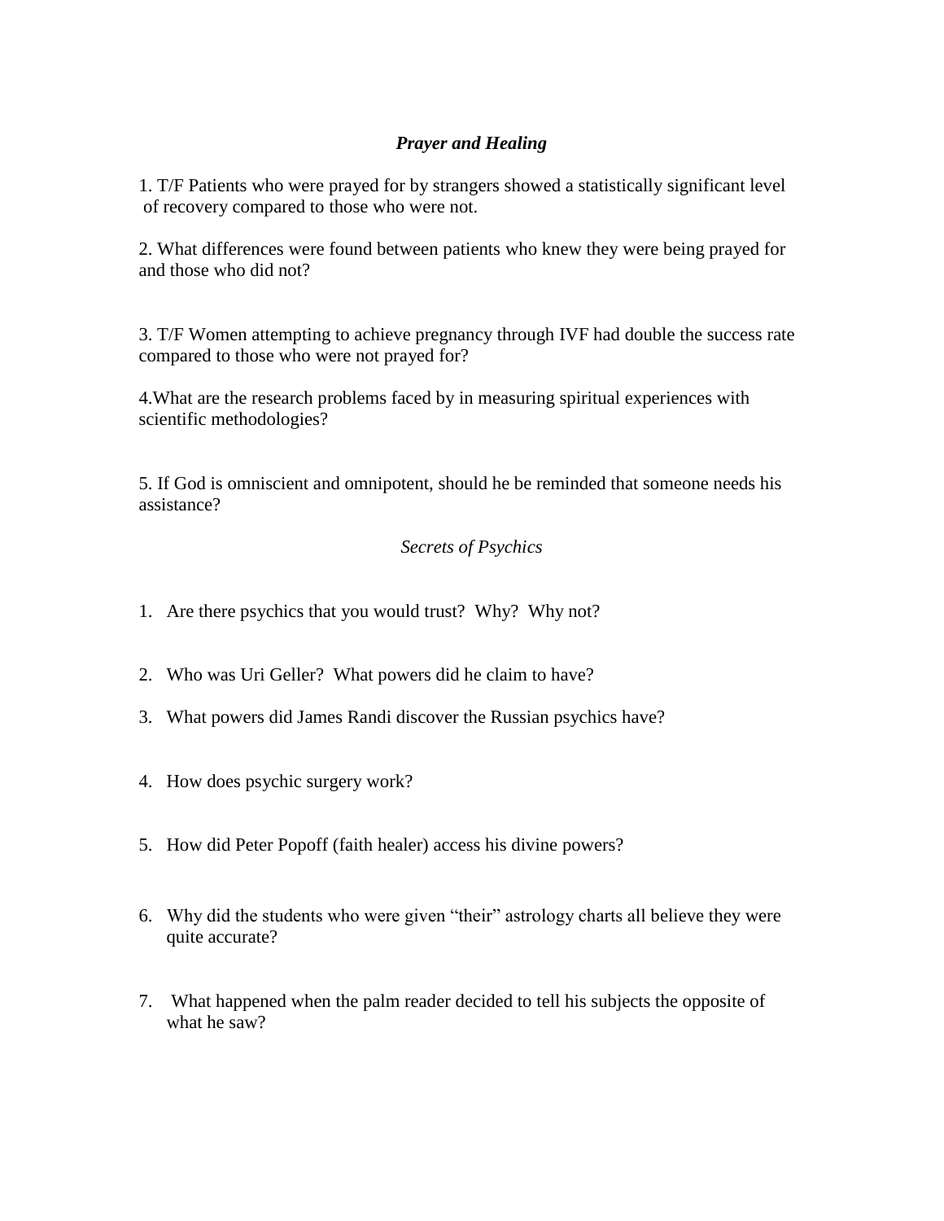## ***Prayer and Healing***

1. T/F Patients who were prayed for by strangers showed a statistically significant level of recovery compared to those who were not.

2. What differences were found between patients who knew they were being prayed for and those who did not?

3. T/F Women attempting to achieve pregnancy through IVF had double the success rate compared to those who were not prayed for?

4.What are the research problems faced by in measuring spiritual experiences with scientific methodologies?

5. If God is omniscient and omnipotent, should he be reminded that someone needs his assistance?

## *Secrets of Psychics*

1. Are there psychics that you would trust? Why? Why not?

2. Who was Uri Geller? What powers did he claim to have?

3. What powers did James Randi discover the Russian psychics have?

4. How does psychic surgery work?

5. How did Peter Popoff (faith healer) access his divine powers?

6. Why did the students who were given "their" astrology charts all believe they were quite accurate?

7. What happened when the palm reader decided to tell his subjects the opposite of what he saw?